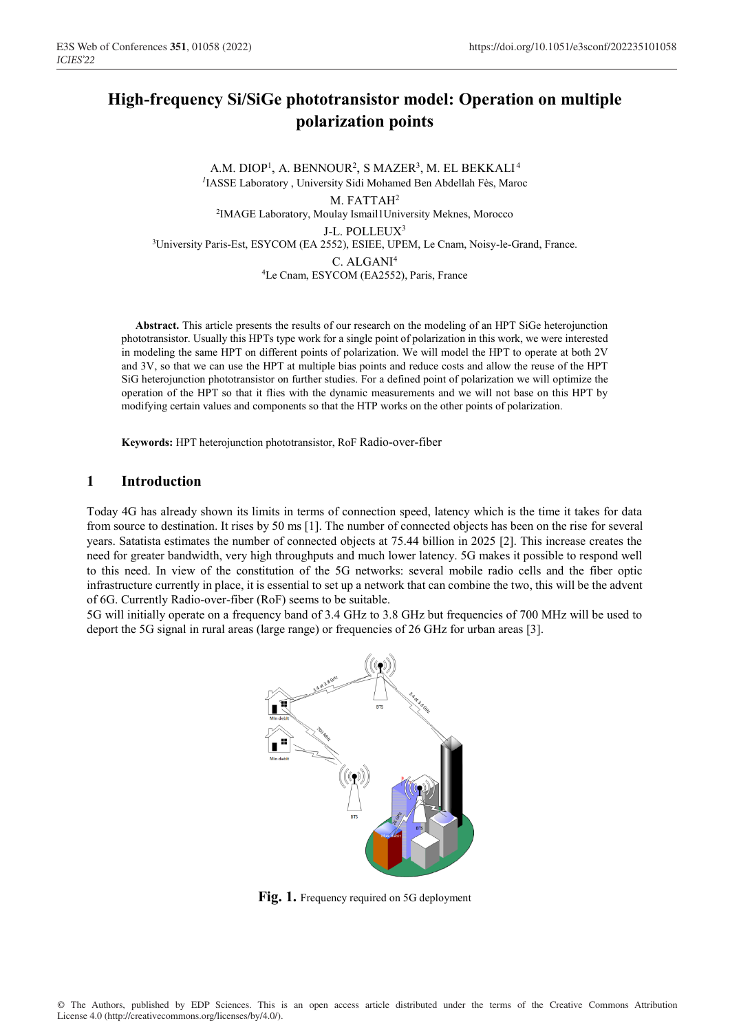# High-frequency Si/SiGe phototransistor model: Operation on multiple polarization points

A.M. DIOP[1], A. BENNOUR[2], S MAZER[3], M. EL BEKKALI[4]

[1]IASSE Laboratory , University Sidi Mohamed Ben Abdellah Fès, Maroc

M. FATTAH[2]

[2]IMAGE Laboratory, Moulay Ismail1University Meknes, Morocco

J-L. POLLEUX[3]

[3]University Paris-Est, ESYCOM (EA 2552), ESIEE, UPEM, Le Cnam, Noisy-le-Grand, France.

C. ALGANI[4]

[4]Le Cnam, ESYCOM (EA2552), Paris, France

**Abstract.** This article presents the results of our research on the modeling of an HPT SiGe heterojunction phototransistor. Usually this HPTs type work for a single point of polarization in this work, we were interested in modeling the same HPT on different points of polarization. We will model the HPT to operate at both 2V and 3V, so that we can use the HPT at multiple bias points and reduce costs and allow the reuse of the HPT SiG heterojunction phototransistor on further studies. For a defined point of polarization we will optimize the operation of the HPT so that it flies with the dynamic measurements and we will not base on this HPT by modifying certain values and components so that the HTP works on the other points of polarization.

**Keywords:** HPT heterojunction phototransistor, RoF Radio-over-fiber

## 1 Introduction

Today 4G has already shown its limits in terms of connection speed, latency which is the time it takes for data from source to destination. It rises by 50 ms [1]. The number of connected objects has been on the rise for several years. Satatista estimates the number of connected objects at 75.44 billion in 2025 [2]. This increase creates the need for greater bandwidth, very high throughputs and much lower latency. 5G makes it possible to respond well to this need. In view of the constitution of the 5G networks: several mobile radio cells and the fiber optic infrastructure currently in place, it is essential to set up a network that can combine the two, this will be the advent of 6G. Currently Radio-over-fiber (RoF) seems to be suitable.

5G will initially operate on a frequency band of 3.4 GHz to 3.8 GHz but frequencies of 700 MHz will be used to deport the 5G signal in rural areas (large range) or frequencies of 26 GHz for urban areas [3].

**Fig. 1.** Frequency required on 5G deployment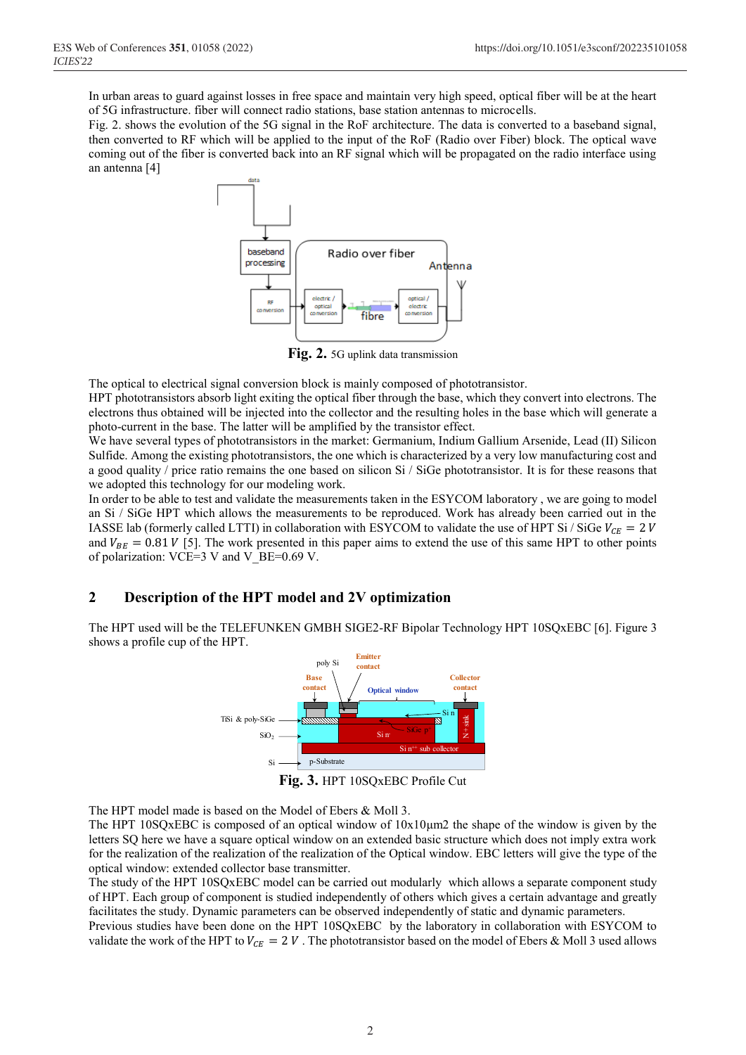In urban areas to guard against losses in free space and maintain very high speed, optical fiber will be at the heart of 5G infrastructure. fiber will connect radio stations, base station antennas to microcells.
Fig. 2. shows the evolution of the 5G signal in the RoF architecture. The data is converted to a baseband signal, then converted to RF which will be applied to the input of the RoF (Radio over Fiber) block. The optical wave coming out of the fiber is converted back into an RF signal which will be propagated on the radio interface using an antenna [4]

**Fig. 2.** 5G uplink data transmission

The optical to electrical signal conversion block is mainly composed of phototransistor.
HPT phototransistors absorb light exiting the optical fiber through the base, which they convert into electrons. The electrons thus obtained will be injected into the collector and the resulting holes in the base which will generate a photo-current in the base. The latter will be amplified by the transistor effect.
We have several types of phototransistors in the market: Germanium, Indium Gallium Arsenide, Lead (II) Silicon Sulfide. Among the existing phototransistors, the one which is characterized by a very low manufacturing cost and a good quality / price ratio remains the one based on silicon Si / SiGe phototransistor. It is for these reasons that we adopted this technology for our modeling work.
In order to be able to test and validate the measurements taken in the ESYCOM laboratory , we are going to model an Si / SiGe HPT which allows the measurements to be reproduced. Work has already been carried out in the IASSE lab (formerly called LTTI) in collaboration with ESYCOM to validate the use of HPT Si / SiGe $V_{CE} = 2\,V$ and $V_{BE} = 0.81\,V$ [5]. The work presented in this paper aims to extend the use of this same HPT to other points of polarization: VCE=3 V and V_BE=0.69 V.

## 2 Description of the HPT model and 2V optimization

The HPT used will be the TELEFUNKEN GMBH SIGE2-RF Bipolar Technology HPT 10SQxEBC [6]. Figure 3 shows a profile cup of the HPT.

**Fig. 3.** HPT 10SQxEBC Profile Cut

The HPT model made is based on the Model of Ebers & Moll 3.
The HPT 10SQxEBC is composed of an optical window of 10x10µm2 the shape of the window is given by the letters SQ here we have a square optical window on an extended basic structure which does not imply extra work for the realization of the realization of the realization of the Optical window. EBC letters will give the type of the optical window: extended collector base transmitter.
The study of the HPT 10SQxEBC model can be carried out modularly which allows a separate component study of HPT. Each group of component is studied independently of others which gives a certain advantage and greatly facilitates the study. Dynamic parameters can be observed independently of static and dynamic parameters.
Previous studies have been done on the HPT 10SQxEBC by the laboratory in collaboration with ESYCOM to validate the work of the HPT to $V_{CE} = 2\,V$ . The phototransistor based on the model of Ebers & Moll 3 used allows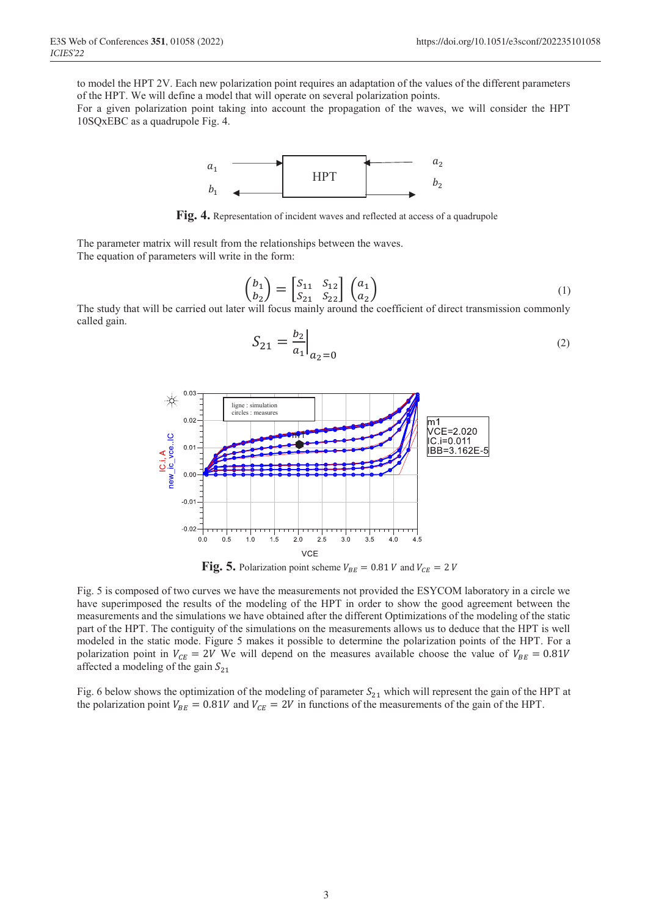to model the HPT 2V. Each new polarization point requires an adaptation of the values of the different parameters of the HPT. We will define a model that will operate on several polarization points.
For a given polarization point taking into account the propagation of the waves, we will consider the HPT 10SQxEBC as a quadrupole Fig. 4.

**Fig. 4.** Representation of incident waves and reflected at access of a quadrupole

The parameter matrix will result from the relationships between the waves.
The equation of parameters will write in the form:

$$\begin{pmatrix} b_1 \\ b_2 \end{pmatrix} = \begin{bmatrix} S_{11} & S_{12} \\ S_{21} & S_{22} \end{bmatrix} \begin{pmatrix} a_1 \\ a_2 \end{pmatrix} \tag{1}$$

The study that will be carried out later will focus mainly around the coefficient of direct transmission commonly called gain.

$$S_{21} = \left.\frac{b_2}{a_1}\right|_{a_2=0} \tag{2}$$

**Fig. 5.** Polarization point scheme $V_{BE} = 0.81\ V$ and $V_{CE} = 2\ V$

Fig. 5 is composed of two curves we have the measurements not provided the ESYCOM laboratory in a circle we have superimposed the results of the modeling of the HPT in order to show the good agreement between the measurements and the simulations we have obtained after the different Optimizations of the modeling of the static part of the HPT. The contiguity of the simulations on the measurements allows us to deduce that the HPT is well modeled in the static mode. Figure 5 makes it possible to determine the polarization points of the HPT. For a polarization point in $V_{CE} = 2V$ We will depend on the measures available choose the value of $V_{BE} = 0.81V$ affected a modeling of the gain $S_{21}$

Fig. 6 below shows the optimization of the modeling of parameter $S_{21}$ which will represent the gain of the HPT at the polarization point $V_{BE} = 0.81V$ and $V_{CE} = 2V$ in functions of the measurements of the gain of the HPT.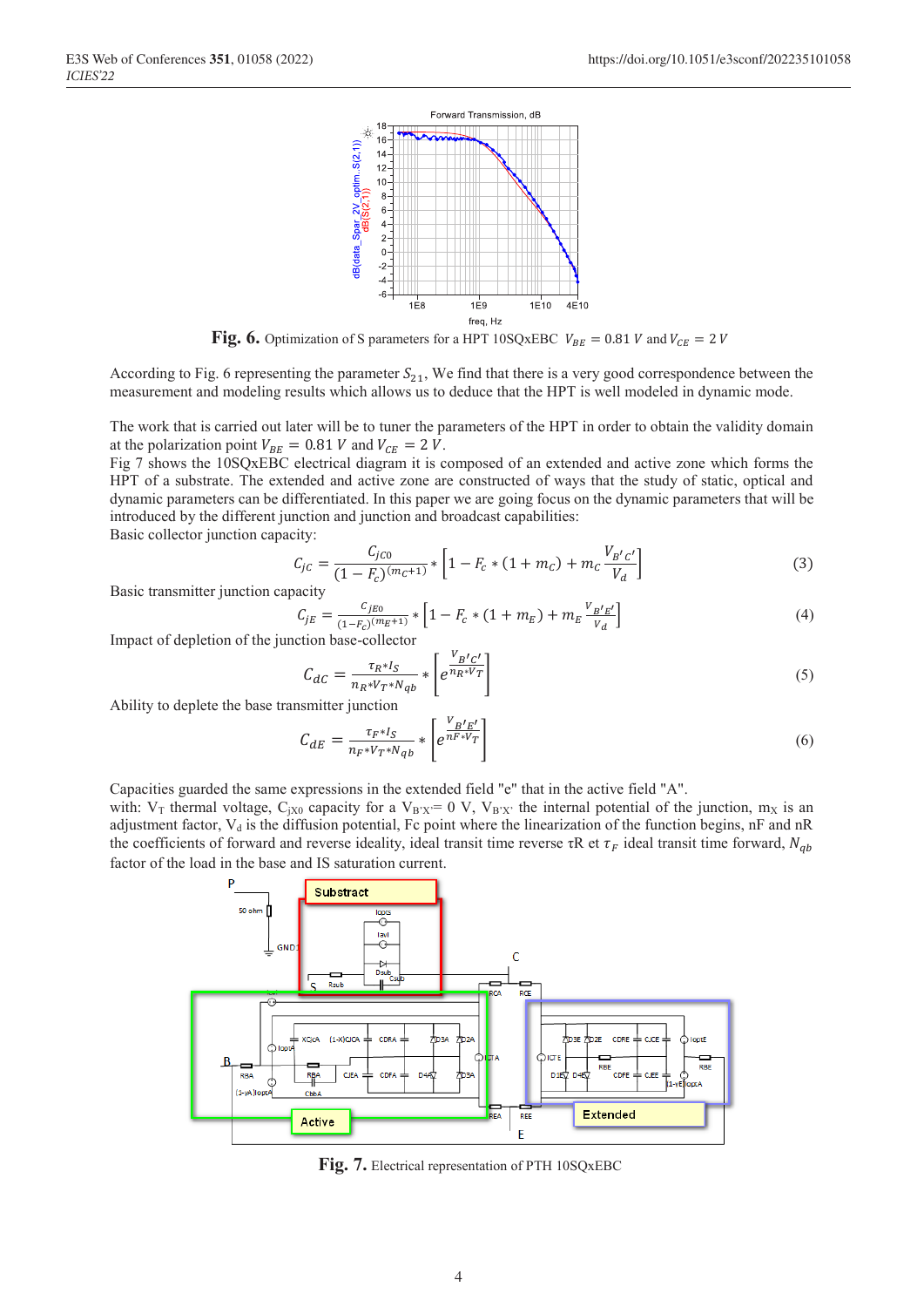**Fig. 6.** Optimization of S parameters for a HPT 10SQxEBC $V_{BE} = 0.81\ V$ and $V_{CE} = 2\ V$

According to Fig. 6 representing the parameter $S_{21}$, We find that there is a very good correspondence between the measurement and modeling results which allows us to deduce that the HPT is well modeled in dynamic mode.

The work that is carried out later will be to tuner the parameters of the HPT in order to obtain the validity domain at the polarization point $V_{BE} = 0.81\ V$ and $V_{CE} = 2\ V$.
Fig 7 shows the 10SQxEBC electrical diagram it is composed of an extended and active zone which forms the HPT of a substrate. The extended and active zone are constructed of ways that the study of static, optical and dynamic parameters can be differentiated. In this paper we are going focus on the dynamic parameters that will be introduced by the different junction and junction and broadcast capabilities:
Basic collector junction capacity:

$$C_{jC} = \frac{C_{jC0}}{(1-F_c)^{(m_C+1)}} * \left[1 - F_c * (1 + m_C) + m_C \frac{V_{B'C'}}{V_d}\right] \tag{3}$$

Basic transmitter junction capacity

$$C_{jE} = \frac{C_{jE0}}{(1-F_c)^{(m_E+1)}} * \left[1 - F_c * (1 + m_E) + m_E \frac{V_{B'E'}}{V_d}\right] \tag{4}$$

Impact of depletion of the junction base-collector

$$C_{dC} = \frac{\tau_R * I_S}{n_R * V_T * N_{qb}} * \left[e^{\frac{V_{B'C'}}{n_R * V_T}}\right] \tag{5}$$

Ability to deplete the base transmitter junction

$$C_{dE} = \frac{\tau_F * I_S}{n_F * V_T * N_{qb}} * \left[e^{\frac{V_{B'E'}}{n_F * V_T}}\right] \tag{6}$$

Capacities guarded the same expressions in the extended field "e" that in the active field "A".
with: $V_T$ thermal voltage, $C_{jX0}$ capacity for a $V_{B'X'} = 0$ V, $V_{B'X'}$ the internal potential of the junction, $m_X$ is an adjustment factor, $V_d$ is the diffusion potential, Fc point where the linearization of the function begins, nF and nR the coefficients of forward and reverse ideality, ideal transit time reverse τR et $\tau_F$ ideal transit time forward, $N_{qb}$ factor of the load in the base and IS saturation current.

**Fig. 7.** Electrical representation of PTH 10SQxEBC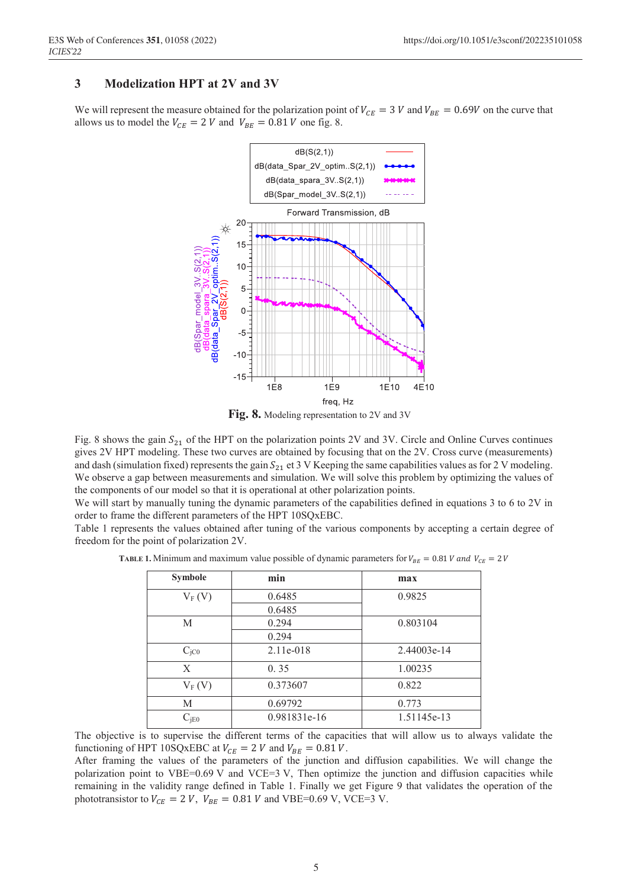## 3 Modelization HPT at 2V and 3V

We will represent the measure obtained for the polarization point of $V_{CE} = 3\ V$ and $V_{BE} = 0.69V$ on the curve that allows us to model the $V_{CE} = 2\ V$ and $V_{BE} = 0.81\ V$ one fig. 8.

**Fig. 8.** Modeling representation to 2V and 3V

Fig. 8 shows the gain $S_{21}$ of the HPT on the polarization points 2V and 3V. Circle and Online Curves continues gives 2V HPT modeling. These two curves are obtained by focusing that on the 2V. Cross curve (measurements) and dash (simulation fixed) represents the gain $S_{21}$ et 3 V Keeping the same capabilities values as for 2 V modeling. We observe a gap between measurements and simulation. We will solve this problem by optimizing the values of the components of our model so that it is operational at other polarization points.

We will start by manually tuning the dynamic parameters of the capabilities defined in equations 3 to 6 to 2V in order to frame the different parameters of the HPT 10SQxEBC.

Table 1 represents the values obtained after tuning of the various components by accepting a certain degree of freedom for the point of polarization 2V.

**TABLE 1.** Minimum and maximum value possible of dynamic parameters for $V_{BE} = 0.81\ V$ *and* $V_{CE} = 2\ V$

| Symbole | min | max |
|---|---|---|
| $V_F$ (V) | 0.6485 | 0.9825 |
| | 0.6485 | |
| M | 0.294 | 0.803104 |
| | 0.294 | |
| $C_{jC0}$ | 2.11e-018 | 2.44003e-14 |
| X | 0. 35 | 1.00235 |
| $V_F$ (V) | 0.373607 | 0.822 |
| M | 0.69792 | 0.773 |
| $C_{jE0}$ | 0.981831e-16 | 1.51145e-13 |

The objective is to supervise the different terms of the capacities that will allow us to always validate the functioning of HPT 10SQxEBC at $V_{CE} = 2\ V$ and $V_{BE} = 0.81\ V$.

After framing the values of the parameters of the junction and diffusion capabilities. We will change the polarization point to VBE=0.69 V and VCE=3 V, Then optimize the junction and diffusion capacities while remaining in the validity range defined in Table 1. Finally we get Figure 9 that validates the operation of the phototransistor to $V_{CE} = 2\ V$, $V_{BE} = 0.81\ V$ and VBE=0.69 V, VCE=3 V.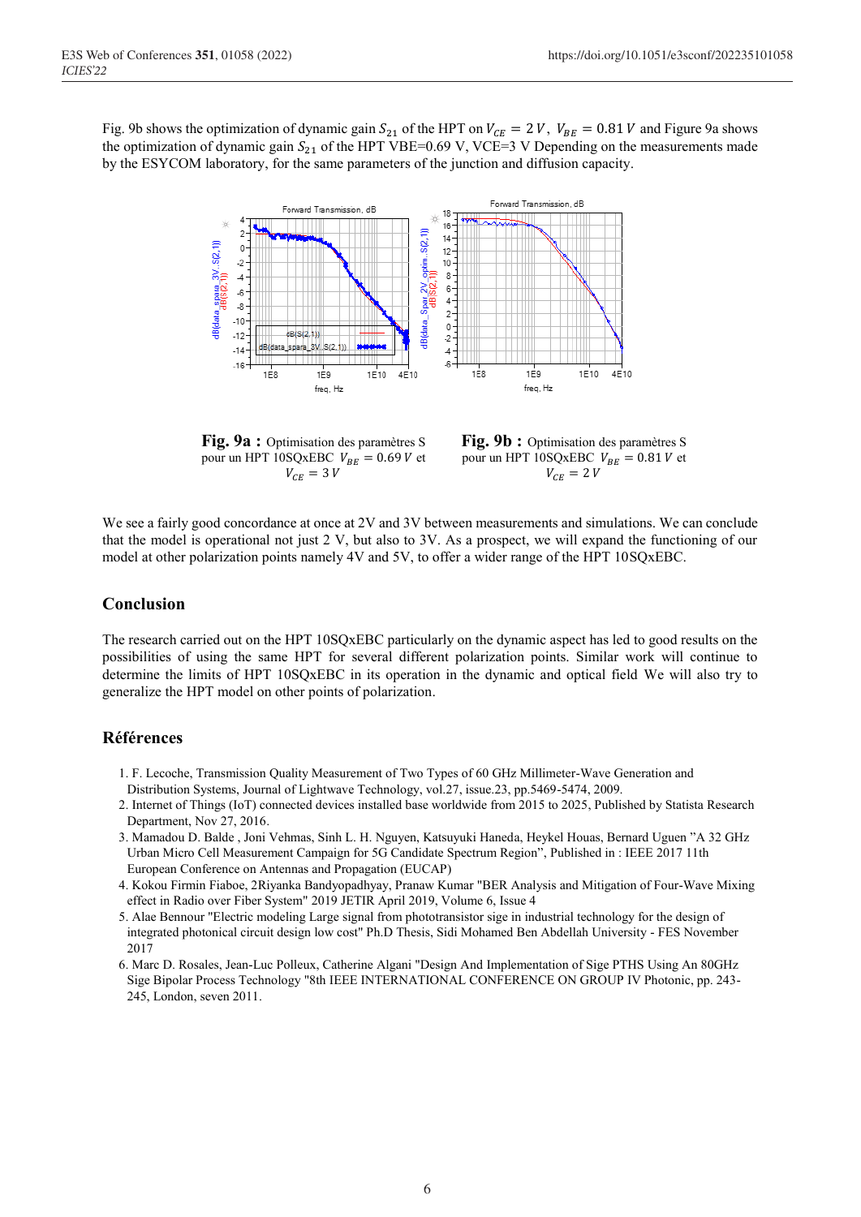Fig. 9b shows the optimization of dynamic gain $S_{21}$ of the HPT on $V_{CE} = 2\,V$, $V_{BE} = 0.81\,V$ and Figure 9a shows the optimization of dynamic gain $S_{21}$ of the HPT VBE=0.69 V, VCE=3 V Depending on the measurements made by the ESYCOM laboratory, for the same parameters of the junction and diffusion capacity.

Forward Transmission, dB

dB(data_spara_3V..S(2,1))
dB(S(2,1))

4
2
0
-2
-4
-6
-8
-10
-12
-14
-16

dB(S(2,1))
dB(data_spara_3V..S(2,1))

1E8 1E9 1E10 4E10

freq, Hz

Forward Transmission, dB

dB(data_Spar_2V_optim..S(2,1))
dB(S(2,1))

18
16
14
12
10
8
6
4
2
0
-2
-4
-6

1E8 1E9 1E10 4E10

freq, Hz

**Fig. 9a :** Optimisation des paramètres S pour un HPT 10SQxEBC $V_{BE} = 0.69\,V$ et $V_{CE} = 3\,V$

**Fig. 9b :** Optimisation des paramètres S pour un HPT 10SQxEBC $V_{BE} = 0.81\,V$ et $V_{CE} = 2\,V$

We see a fairly good concordance at once at 2V and 3V between measurements and simulations. We can conclude that the model is operational not just 2 V, but also to 3V. As a prospect, we will expand the functioning of our model at other polarization points namely 4V and 5V, to offer a wider range of the HPT 10SQxEBC.

## Conclusion

The research carried out on the HPT 10SQxEBC particularly on the dynamic aspect has led to good results on the possibilities of using the same HPT for several different polarization points. Similar work will continue to determine the limits of HPT 10SQxEBC in its operation in the dynamic and optical field We will also try to generalize the HPT model on other points of polarization.

## Références

1. F. Lecoche, Transmission Quality Measurement of Two Types of 60 GHz Millimeter-Wave Generation and Distribution Systems, Journal of Lightwave Technology, vol.27, issue.23, pp.5469-5474, 2009.
2. Internet of Things (IoT) connected devices installed base worldwide from 2015 to 2025, Published by Statista Research Department, Nov 27, 2016.
3. Mamadou D. Balde , Joni Vehmas, Sinh L. H. Nguyen, Katsuyuki Haneda, Heykel Houas, Bernard Uguen "A 32 GHz Urban Micro Cell Measurement Campaign for 5G Candidate Spectrum Region", Published in : IEEE 2017 11th European Conference on Antennas and Propagation (EUCAP)
4. Kokou Firmin Fiaboe, 2Riyanka Bandyopadhyay, Pranaw Kumar "BER Analysis and Mitigation of Four-Wave Mixing effect in Radio over Fiber System" 2019 JETIR April 2019, Volume 6, Issue 4
5. Alae Bennour "Electric modeling Large signal from phototransistor sige in industrial technology for the design of integrated photonical circuit design low cost" Ph.D Thesis, Sidi Mohamed Ben Abdellah University - FES November 2017
6. Marc D. Rosales, Jean-Luc Polleux, Catherine Algani "Design And Implementation of Sige PTHS Using An 80GHz Sige Bipolar Process Technology "8th IEEE INTERNATIONAL CONFERENCE ON GROUP IV Photonic, pp. 243-245, London, seven 2011.